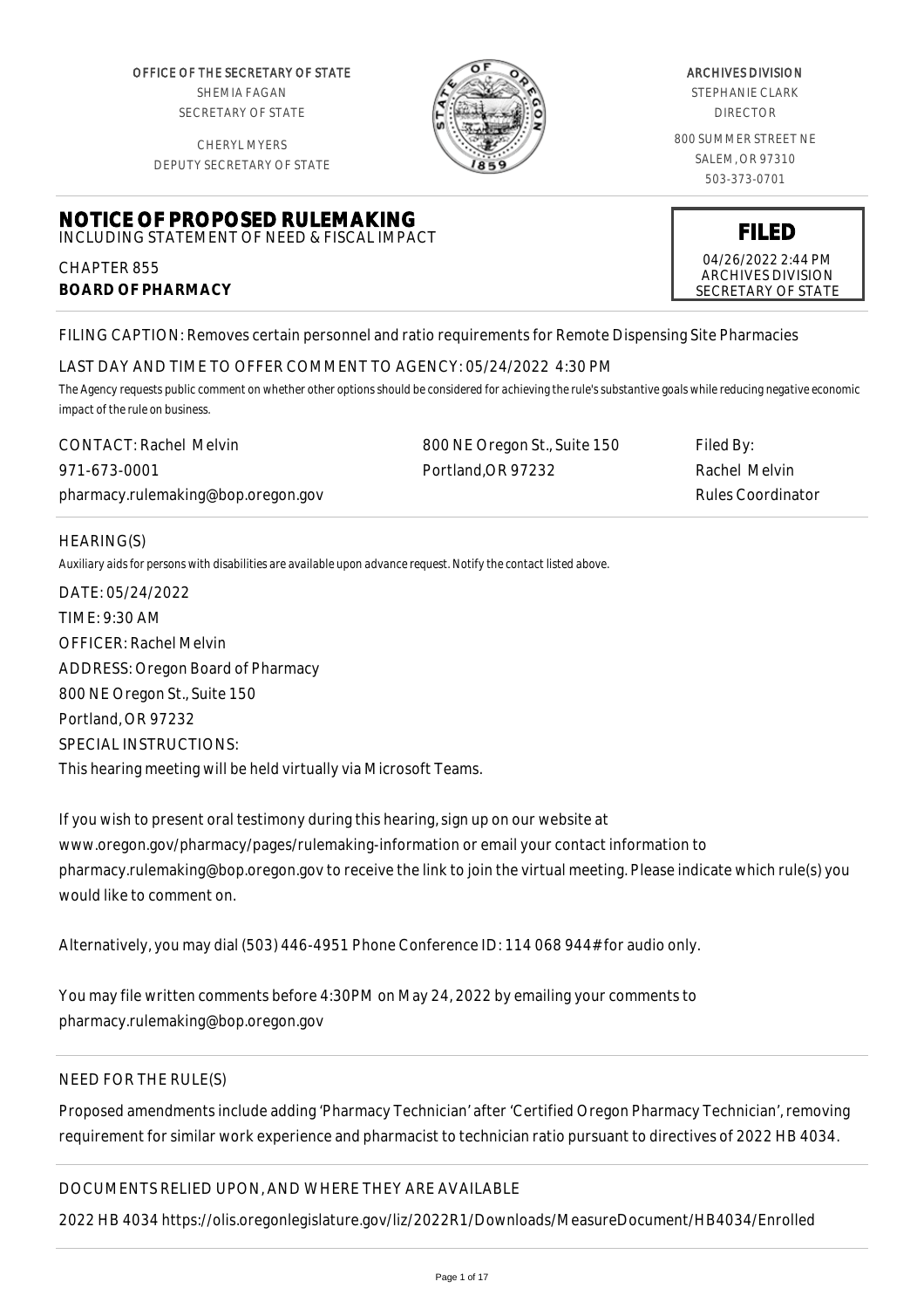OFFICE OF THE SECRETARY OF STATE
SHEMIA FAGAN
SECRETARY OF STATE

CHERYL MYERS
DEPUTY SECRETARY OF STATE

ARCHIVES DIVISION
STEPHANIE CLARK
DIRECTOR

800 SUMMER STREET NE
SALEM, OR 97310
503-373-0701

# NOTICE OF PROPOSED RULEMAKING

INCLUDING STATEMENT OF NEED & FISCAL IMPACT

CHAPTER 855
**BOARD OF PHARMACY**

**FILED**
04/26/2022 2:44 PM
ARCHIVES DIVISION
SECRETARY OF STATE

FILING CAPTION: Removes certain personnel and ratio requirements for Remote Dispensing Site Pharmacies

LAST DAY AND TIME TO OFFER COMMENT TO AGENCY: 05/24/2022 4:30 PM

*The Agency requests public comment on whether other options should be considered for achieving the rule's substantive goals while reducing negative economic impact of the rule on business.*

| CONTACT: Rachel Melvin | 800 NE Oregon St., Suite 150 | Filed By: |
|---|---|---|
| 971-673-0001 | Portland,OR 97232 | Rachel Melvin |
| pharmacy.rulemaking@bop.oregon.gov | | Rules Coordinator |

HEARING(S)

*Auxiliary aids for persons with disabilities are available upon advance request. Notify the contact listed above.*

DATE: 05/24/2022
TIME: 9:30 AM
OFFICER: Rachel Melvin
ADDRESS: Oregon Board of Pharmacy
800 NE Oregon St., Suite 150
Portland, OR 97232
SPECIAL INSTRUCTIONS:
This hearing meeting will be held virtually via Microsoft Teams.

If you wish to present oral testimony during this hearing, sign up on our website at www.oregon.gov/pharmacy/pages/rulemaking-information or email your contact information to pharmacy.rulemaking@bop.oregon.gov to receive the link to join the virtual meeting. Please indicate which rule(s) you would like to comment on.

Alternatively, you may dial (503) 446-4951 Phone Conference ID: 114 068 944# for audio only.

You may file written comments before 4:30PM on May 24, 2022 by emailing your comments to pharmacy.rulemaking@bop.oregon.gov

NEED FOR THE RULE(S)

Proposed amendments include adding 'Pharmacy Technician' after 'Certified Oregon Pharmacy Technician', removing requirement for similar work experience and pharmacist to technician ratio pursuant to directives of 2022 HB 4034.

DOCUMENTS RELIED UPON, AND WHERE THEY ARE AVAILABLE

2022 HB 4034 https://olis.oregonlegislature.gov/liz/2022R1/Downloads/MeasureDocument/HB4034/Enrolled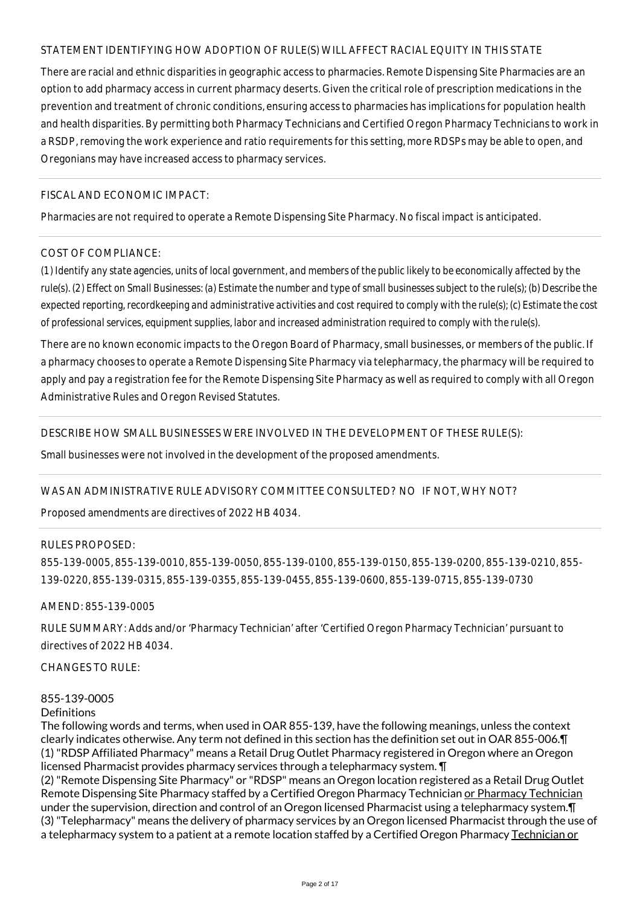STATEMENT IDENTIFYING HOW ADOPTION OF RULE(S) WILL AFFECT RACIAL EQUITY IN THIS STATE

There are racial and ethnic disparities in geographic access to pharmacies. Remote Dispensing Site Pharmacies are an option to add pharmacy access in current pharmacy deserts. Given the critical role of prescription medications in the prevention and treatment of chronic conditions, ensuring access to pharmacies has implications for population health and health disparities. By permitting both Pharmacy Technicians and Certified Oregon Pharmacy Technicians to work in a RSDP, removing the work experience and ratio requirements for this setting, more RDSPs may be able to open, and Oregonians may have increased access to pharmacy services.

---

FISCAL AND ECONOMIC IMPACT:

Pharmacies are not required to operate a Remote Dispensing Site Pharmacy. No fiscal impact is anticipated.

---

COST OF COMPLIANCE:

*(1) Identify any state agencies, units of local government, and members of the public likely to be economically affected by the rule(s). (2) Effect on Small Businesses: (a) Estimate the number and type of small businesses subject to the rule(s); (b) Describe the expected reporting, recordkeeping and administrative activities and cost required to comply with the rule(s); (c) Estimate the cost of professional services, equipment supplies, labor and increased administration required to comply with the rule(s).*

There are no known economic impacts to the Oregon Board of Pharmacy, small businesses, or members of the public. If a pharmacy chooses to operate a Remote Dispensing Site Pharmacy via telepharmacy, the pharmacy will be required to apply and pay a registration fee for the Remote Dispensing Site Pharmacy as well as required to comply with all Oregon Administrative Rules and Oregon Revised Statutes.

---

DESCRIBE HOW SMALL BUSINESSES WERE INVOLVED IN THE DEVELOPMENT OF THESE RULE(S):

Small businesses were not involved in the development of the proposed amendments.

---

WAS AN ADMINISTRATIVE RULE ADVISORY COMMITTEE CONSULTED? NO IF NOT, WHY NOT?

Proposed amendments are directives of 2022 HB 4034.

---

RULES PROPOSED:

855-139-0005, 855-139-0010, 855-139-0050, 855-139-0100, 855-139-0150, 855-139-0200, 855-139-0210, 855-139-0220, 855-139-0315, 855-139-0355, 855-139-0455, 855-139-0600, 855-139-0715, 855-139-0730

AMEND: 855-139-0005

RULE SUMMARY: Adds and/or 'Pharmacy Technician' after 'Certified Oregon Pharmacy Technician' pursuant to directives of 2022 HB 4034.

CHANGES TO RULE:

855-139-0005
Definitions

The following words and terms, when used in OAR 855-139, have the following meanings, unless the context clearly indicates otherwise. Any term not defined in this section has the definition set out in OAR 855-006.¶
(1) "RDSP Affiliated Pharmacy" means a Retail Drug Outlet Pharmacy registered in Oregon where an Oregon licensed Pharmacist provides pharmacy services through a telepharmacy system. ¶
(2) "Remote Dispensing Site Pharmacy" or "RDSP" means an Oregon location registered as a Retail Drug Outlet Remote Dispensing Site Pharmacy staffed by a Certified Oregon Pharmacy Technician <u>or Pharmacy Technician</u> under the supervision, direction and control of an Oregon licensed Pharmacist using a telepharmacy system.¶
(3) "Telepharmacy" means the delivery of pharmacy services by an Oregon licensed Pharmacist through the use of a telepharmacy system to a patient at a remote location staffed by a Certified Oregon Pharmacy <u>Technician or</u>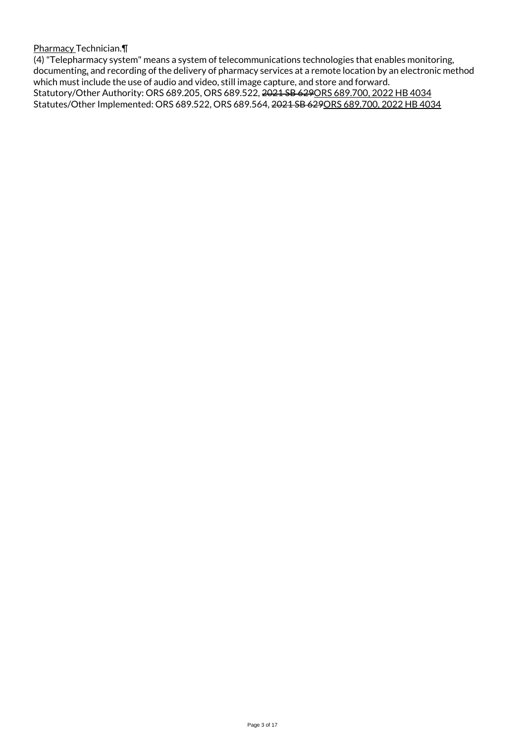Pharmacy Technician.¶

(4) "Telepharmacy system" means a system of telecommunications technologies that enables monitoring, documenting, and recording of the delivery of pharmacy services at a remote location by an electronic method which must include the use of audio and video, still image capture, and store and forward.

Statutory/Other Authority: ORS 689.205, ORS 689.522, ~~2021 SB 629~~ORS 689.700, 2022 HB 4034

Statutes/Other Implemented: ORS 689.522, ORS 689.564, ~~2021 SB 629~~ORS 689.700, 2022 HB 4034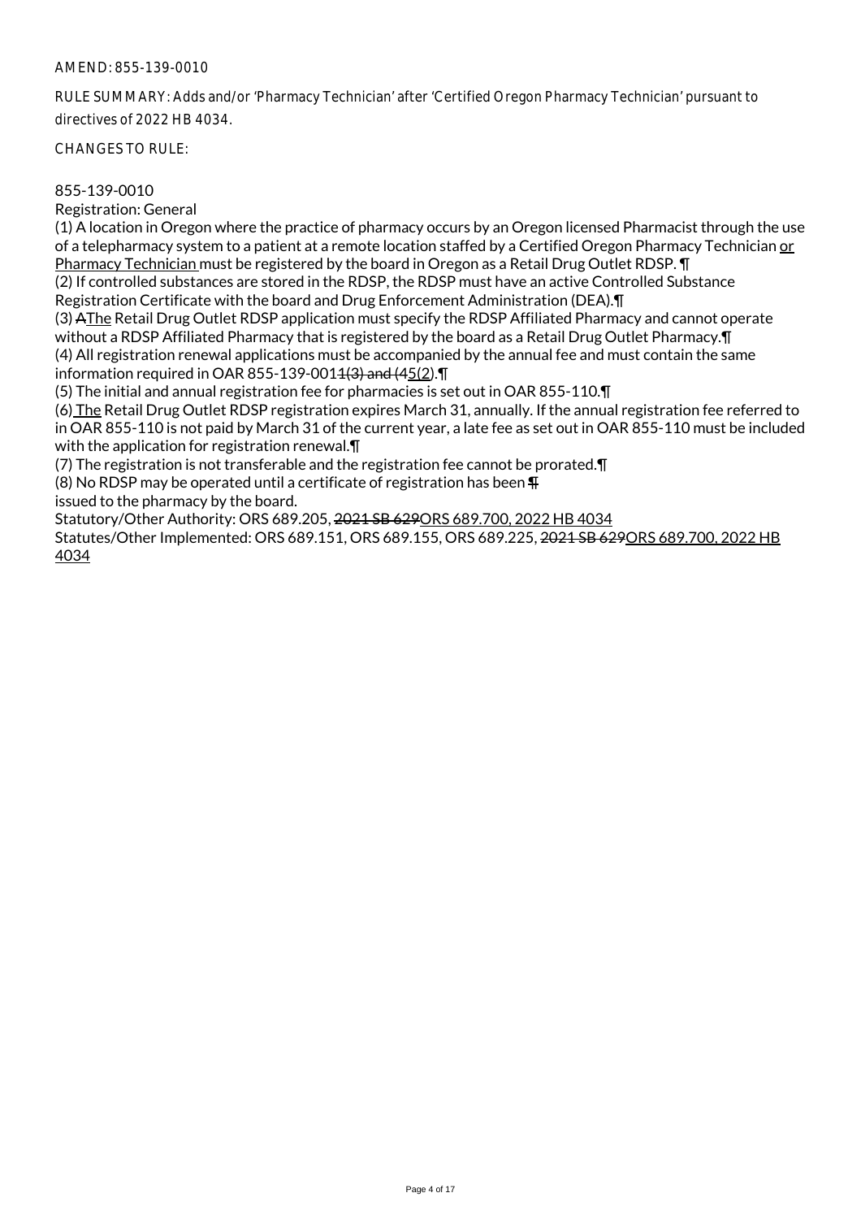AMEND: 855-139-0010

RULE SUMMARY: Adds and/or 'Pharmacy Technician' after 'Certified Oregon Pharmacy Technician' pursuant to directives of 2022 HB 4034.

CHANGES TO RULE:

855-139-0010
Registration: General

(1) A location in Oregon where the practice of pharmacy occurs by an Oregon licensed Pharmacist through the use of a telepharmacy system to a patient at a remote location staffed by a Certified Oregon Pharmacy Technician or Pharmacy Technician must be registered by the board in Oregon as a Retail Drug Outlet RDSP. ¶

(2) If controlled substances are stored in the RDSP, the RDSP must have an active Controlled Substance Registration Certificate with the board and Drug Enforcement Administration (DEA).¶

(3) AThe Retail Drug Outlet RDSP application must specify the RDSP Affiliated Pharmacy and cannot operate without a RDSP Affiliated Pharmacy that is registered by the board as a Retail Drug Outlet Pharmacy.¶

(4) All registration renewal applications must be accompanied by the annual fee and must contain the same information required in OAR 855-139-0011(3) and (45(2).¶

(5) The initial and annual registration fee for pharmacies is set out in OAR 855-110.¶

(6) The Retail Drug Outlet RDSP registration expires March 31, annually. If the annual registration fee referred to in OAR 855-110 is not paid by March 31 of the current year, a late fee as set out in OAR 855-110 must be included with the application for registration renewal.¶

(7) The registration is not transferable and the registration fee cannot be prorated.¶

(8) No RDSP may be operated until a certificate of registration has been ¶
issued to the pharmacy by the board.

Statutory/Other Authority: ORS 689.205, 2021 SB 629ORS 689.700, 2022 HB 4034

Statutes/Other Implemented: ORS 689.151, ORS 689.155, ORS 689.225, 2021 SB 629ORS 689.700, 2022 HB 4034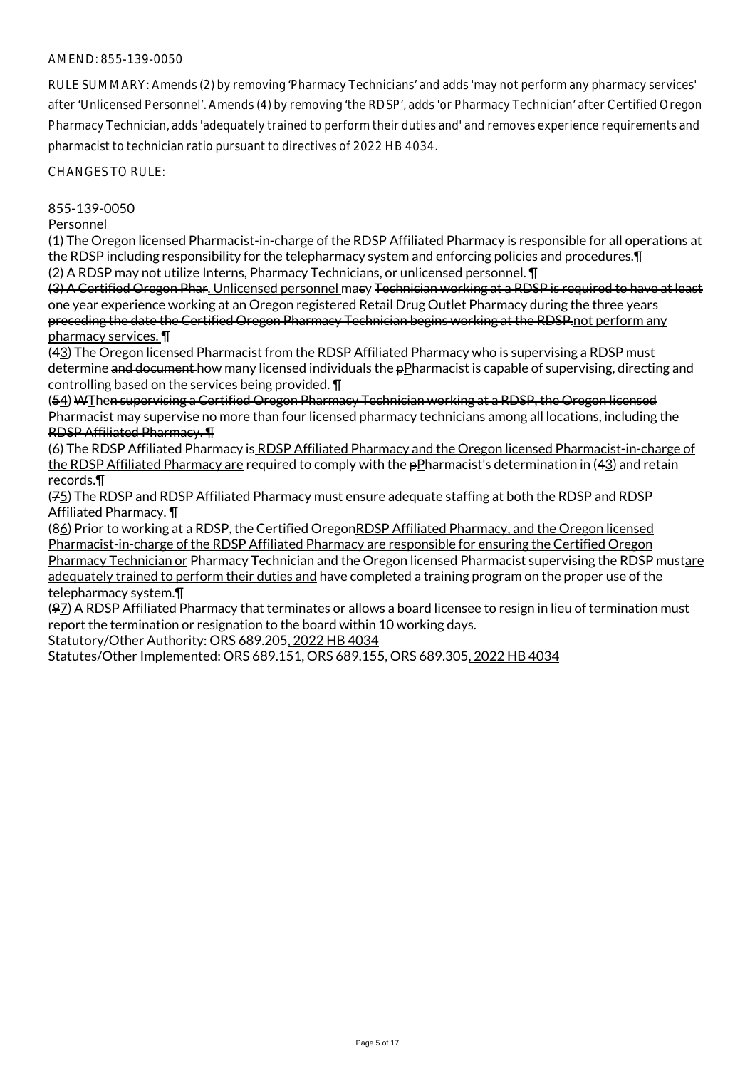AMEND: 855-139-0050

RULE SUMMARY: Amends (2) by removing 'Pharmacy Technicians' and adds 'may not perform any pharmacy services' after 'Unlicensed Personnel'. Amends (4) by removing 'the RDSP', adds 'or Pharmacy Technician' after Certified Oregon Pharmacy Technician, adds 'adequately trained to perform their duties and' and removes experience requirements and pharmacist to technician ratio pursuant to directives of 2022 HB 4034.

CHANGES TO RULE:

855-139-0050
Personnel

(1) The Oregon licensed Pharmacist-in-charge of the RDSP Affiliated Pharmacy is responsible for all operations at the RDSP including responsibility for the telepharmacy system and enforcing policies and procedures.¶
(2) A RDSP may not utilize Interns~~, Pharmacy Technicians, or unlicensed personnel. ¶~~
~~(3) A Certified Oregon Phar~~. Unlicensed personnel ma~~cy Technician working at a RDSP is required to have at least one year experience working at an Oregon registered Retail Drug Outlet Pharmacy during the three years preceding the date the Certified Oregon Pharmacy Technician begins working at the RDSP.~~not perform any pharmacy services. ¶
(4~~3~~) The Oregon licensed Pharmacist from the RDSP Affiliated Pharmacy who is supervising a RDSP must determine ~~and document~~ how many licensed individuals the ~~p~~Pharmacist is capable of supervising, directing and controlling based on the services being provided. ¶
(5~~4~~) ~~W~~The~~n supervising a Certified Oregon Pharmacy Technician working at a RDSP, the Oregon licensed Pharmacist may supervise no more than four licensed pharmacy technicians among all locations, including the RDSP Affiliated Pharmacy. ¶~~
~~(6) The RDSP Affiliated Pharmacy is~~ RDSP Affiliated Pharmacy and the Oregon licensed Pharmacist-in-charge of the RDSP Affiliated Pharmacy are required to comply with the ~~p~~Pharmacist's determination in (4~~3~~) and retain records.¶
(7~~5~~) The RDSP and RDSP Affiliated Pharmacy must ensure adequate staffing at both the RDSP and RDSP Affiliated Pharmacy. ¶
(8~~6~~) Prior to working at a RDSP, the ~~Certified Oregon~~RDSP Affiliated Pharmacy, and the Oregon licensed Pharmacist-in-charge of the RDSP Affiliated Pharmacy are responsible for ensuring the Certified Oregon Pharmacy Technician or Pharmacy Technician and the Oregon licensed Pharmacist supervising the RDSP ~~must~~are adequately trained to perform their duties and have completed a training program on the proper use of the telepharmacy system.¶
(9~~7~~) A RDSP Affiliated Pharmacy that terminates or allows a board licensee to resign in lieu of termination must report the termination or resignation to the board within 10 working days.
Statutory/Other Authority: ORS 689.205, 2022 HB 4034
Statutes/Other Implemented: ORS 689.151, ORS 689.155, ORS 689.305, 2022 HB 4034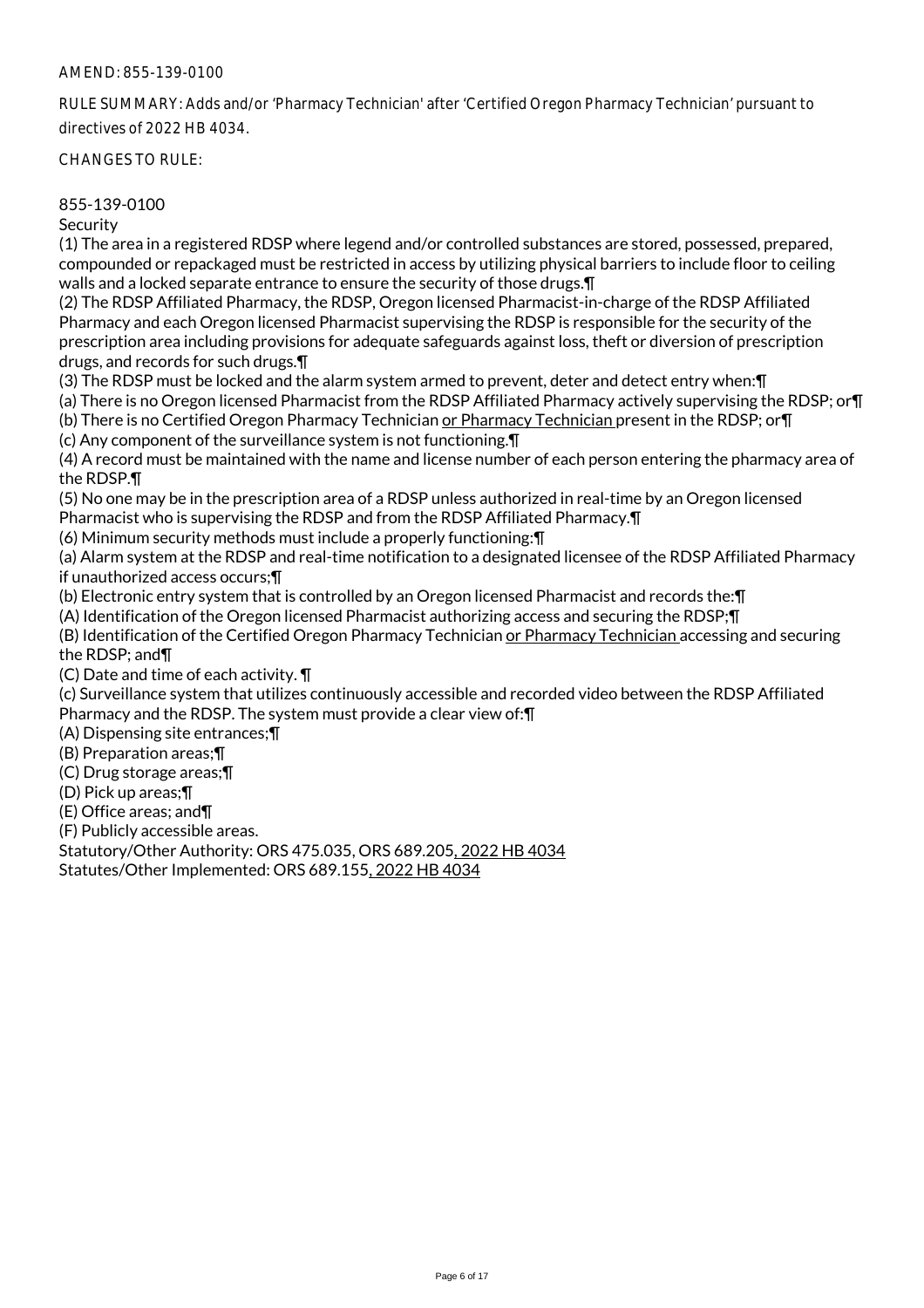AMEND: 855-139-0100

RULE SUMMARY: Adds and/or 'Pharmacy Technician' after 'Certified Oregon Pharmacy Technician' pursuant to directives of 2022 HB 4034.

CHANGES TO RULE:

855-139-0100
Security

(1) The area in a registered RDSP where legend and/or controlled substances are stored, possessed, prepared, compounded or repackaged must be restricted in access by utilizing physical barriers to include floor to ceiling walls and a locked separate entrance to ensure the security of those drugs.¶

(2) The RDSP Affiliated Pharmacy, the RDSP, Oregon licensed Pharmacist-in-charge of the RDSP Affiliated Pharmacy and each Oregon licensed Pharmacist supervising the RDSP is responsible for the security of the prescription area including provisions for adequate safeguards against loss, theft or diversion of prescription drugs, and records for such drugs.¶

(3) The RDSP must be locked and the alarm system armed to prevent, deter and detect entry when:¶

(a) There is no Oregon licensed Pharmacist from the RDSP Affiliated Pharmacy actively supervising the RDSP; or¶

(b) There is no Certified Oregon Pharmacy Technician <u>or Pharmacy Technician</u> present in the RDSP; or¶

(c) Any component of the surveillance system is not functioning.¶

(4) A record must be maintained with the name and license number of each person entering the pharmacy area of the RDSP.¶

(5) No one may be in the prescription area of a RDSP unless authorized in real-time by an Oregon licensed Pharmacist who is supervising the RDSP and from the RDSP Affiliated Pharmacy.¶

(6) Minimum security methods must include a properly functioning:¶

(a) Alarm system at the RDSP and real-time notification to a designated licensee of the RDSP Affiliated Pharmacy if unauthorized access occurs;¶

(b) Electronic entry system that is controlled by an Oregon licensed Pharmacist and records the:¶

(A) Identification of the Oregon licensed Pharmacist authorizing access and securing the RDSP;¶

(B) Identification of the Certified Oregon Pharmacy Technician <u>or Pharmacy Technician</u> accessing and securing the RDSP; and¶

(C) Date and time of each activity. ¶

(c) Surveillance system that utilizes continuously accessible and recorded video between the RDSP Affiliated Pharmacy and the RDSP. The system must provide a clear view of:¶

(A) Dispensing site entrances;¶

(B) Preparation areas;¶

(C) Drug storage areas;¶

(D) Pick up areas;¶

(E) Office areas; and¶

(F) Publicly accessible areas.

Statutory/Other Authority: ORS 475.035, ORS 689.205<u>, 2022 HB 4034</u>
Statutes/Other Implemented: ORS 689.155<u>, 2022 HB 4034</u>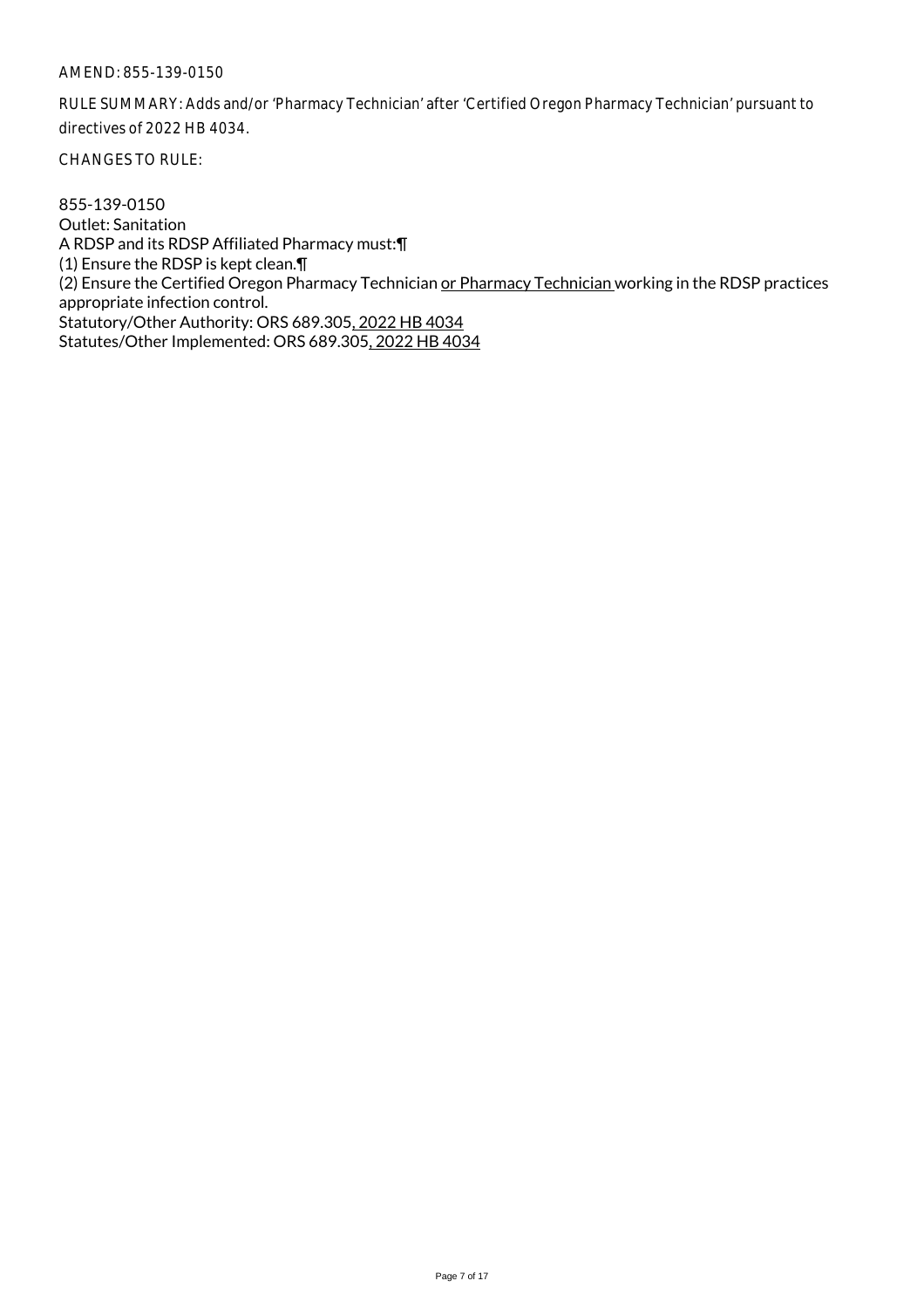AMEND: 855-139-0150

RULE SUMMARY: Adds and/or 'Pharmacy Technician' after 'Certified Oregon Pharmacy Technician' pursuant to directives of 2022 HB 4034.

CHANGES TO RULE:

855-139-0150
Outlet: Sanitation
A RDSP and its RDSP Affiliated Pharmacy must:¶
(1) Ensure the RDSP is kept clean.¶
(2) Ensure the Certified Oregon Pharmacy Technician <u>or Pharmacy Technician</u> working in the RDSP practices appropriate infection control.
Statutory/Other Authority: ORS 689.305<u>, 2022 HB 4034</u>
Statutes/Other Implemented: ORS 689.305<u>, 2022 HB 4034</u>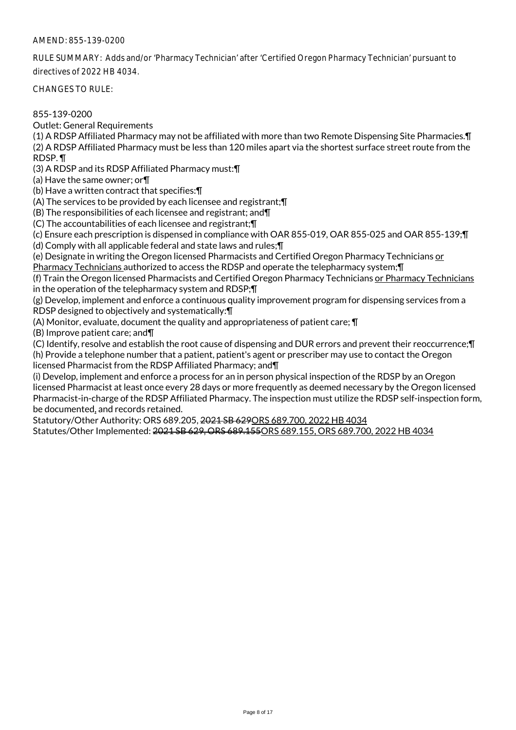AMEND: 855-139-0200

RULE SUMMARY: Adds and/or 'Pharmacy Technician' after 'Certified Oregon Pharmacy Technician' pursuant to directives of 2022 HB 4034.

CHANGES TO RULE:

855-139-0200
Outlet: General Requirements
(1) A RDSP Affiliated Pharmacy may not be affiliated with more than two Remote Dispensing Site Pharmacies.¶
(2) A RDSP Affiliated Pharmacy must be less than 120 miles apart via the shortest surface street route from the RDSP. ¶
(3) A RDSP and its RDSP Affiliated Pharmacy must:¶
(a) Have the same owner; or¶
(b) Have a written contract that specifies:¶
(A) The services to be provided by each licensee and registrant;¶
(B) The responsibilities of each licensee and registrant; and¶
(C) The accountabilities of each licensee and registrant;¶
(c) Ensure each prescription is dispensed in compliance with OAR 855-019, OAR 855-025 and OAR 855-139;¶
(d) Comply with all applicable federal and state laws and rules;¶
(e) Designate in writing the Oregon licensed Pharmacists and Certified Oregon Pharmacy Technicians <u>or Pharmacy Technicians</u> authorized to access the RDSP and operate the telepharmacy system;¶
(f) Train the Oregon licensed Pharmacists and Certified Oregon Pharmacy Technicians <u>or Pharmacy Technicians</u> in the operation of the telepharmacy system and RDSP;¶
(g) Develop, implement and enforce a continuous quality improvement program for dispensing services from a RDSP designed to objectively and systematically:¶
(A) Monitor, evaluate, document the quality and appropriateness of patient care; ¶
(B) Improve patient care; and¶
(C) Identify, resolve and establish the root cause of dispensing and DUR errors and prevent their reoccurrence;¶
(h) Provide a telephone number that a patient, patient's agent or prescriber may use to contact the Oregon licensed Pharmacist from the RDSP Affiliated Pharmacy; and¶
(i) Develop, implement and enforce a process for an in person physical inspection of the RDSP by an Oregon licensed Pharmacist at least once every 28 days or more frequently as deemed necessary by the Oregon licensed Pharmacist-in-charge of the RDSP Affiliated Pharmacy. The inspection must utilize the RDSP self-inspection form, be documented<u>,</u> and records retained.
Statutory/Other Authority: ORS 689.205, ~~2021 SB 629~~<u>ORS 689.700, 2022 HB 4034</u>
Statutes/Other Implemented: ~~2021 SB 629, ORS 689.155~~<u>ORS 689.155, ORS 689.700, 2022 HB 4034</u>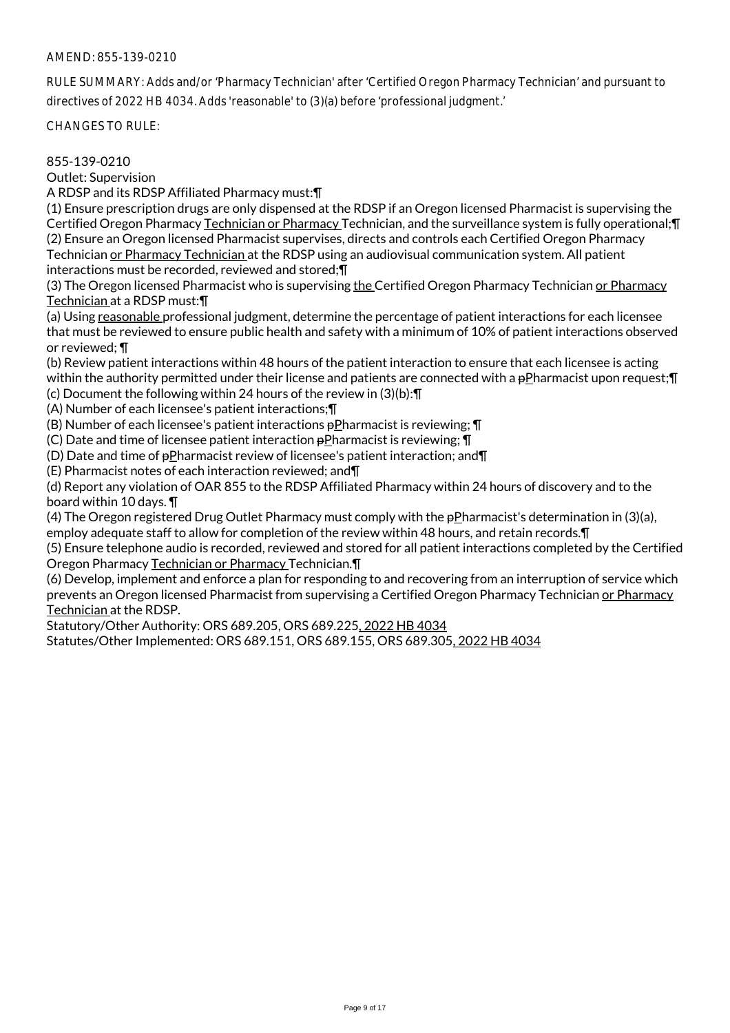AMEND: 855-139-0210

RULE SUMMARY: Adds and/or 'Pharmacy Technician' after 'Certified Oregon Pharmacy Technician' and pursuant to directives of 2022 HB 4034. Adds 'reasonable' to (3)(a) before 'professional judgment.'

CHANGES TO RULE:

855-139-0210
Outlet: Supervision
A RDSP and its RDSP Affiliated Pharmacy must:¶
(1) Ensure prescription drugs are only dispensed at the RDSP if an Oregon licensed Pharmacist is supervising the Certified Oregon Pharmacy Technician or Pharmacy Technician, and the surveillance system is fully operational;¶
(2) Ensure an Oregon licensed Pharmacist supervises, directs and controls each Certified Oregon Pharmacy Technician or Pharmacy Technician at the RDSP using an audiovisual communication system. All patient interactions must be recorded, reviewed and stored;¶
(3) The Oregon licensed Pharmacist who is supervising the Certified Oregon Pharmacy Technician or Pharmacy Technician at a RDSP must:¶
(a) Using reasonable professional judgment, determine the percentage of patient interactions for each licensee that must be reviewed to ensure public health and safety with a minimum of 10% of patient interactions observed or reviewed; ¶
(b) Review patient interactions within 48 hours of the patient interaction to ensure that each licensee is acting within the authority permitted under their license and patients are connected with a ~~p~~Pharmacist upon request;¶
(c) Document the following within 24 hours of the review in (3)(b):¶
(A) Number of each licensee's patient interactions;¶
(B) Number of each licensee's patient interactions ~~p~~Pharmacist is reviewing; ¶
(C) Date and time of licensee patient interaction ~~p~~Pharmacist is reviewing; ¶
(D) Date and time of ~~p~~Pharmacist review of licensee's patient interaction; and¶
(E) Pharmacist notes of each interaction reviewed; and¶
(d) Report any violation of OAR 855 to the RDSP Affiliated Pharmacy within 24 hours of discovery and to the board within 10 days. ¶
(4) The Oregon registered Drug Outlet Pharmacy must comply with the ~~p~~Pharmacist's determination in (3)(a), employ adequate staff to allow for completion of the review within 48 hours, and retain records.¶
(5) Ensure telephone audio is recorded, reviewed and stored for all patient interactions completed by the Certified Oregon Pharmacy Technician or Pharmacy Technician.¶
(6) Develop, implement and enforce a plan for responding to and recovering from an interruption of service which prevents an Oregon licensed Pharmacist from supervising a Certified Oregon Pharmacy Technician or Pharmacy Technician at the RDSP.
Statutory/Other Authority: ORS 689.205, ORS 689.225, 2022 HB 4034
Statutes/Other Implemented: ORS 689.151, ORS 689.155, ORS 689.305, 2022 HB 4034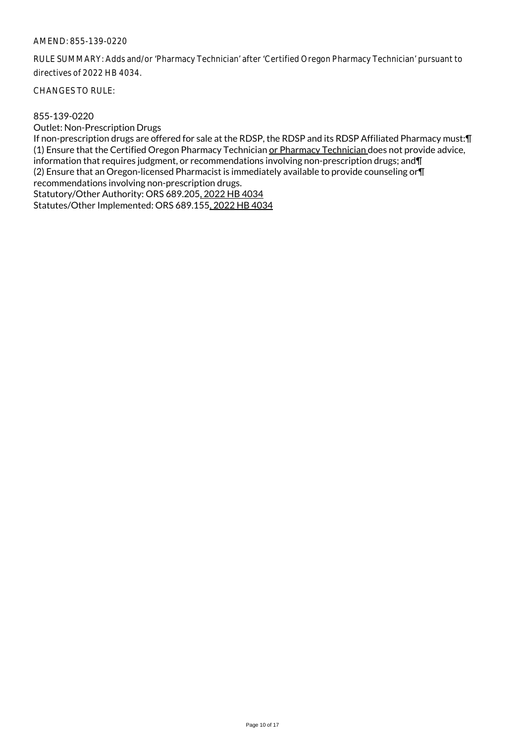AMEND: 855-139-0220

RULE SUMMARY: Adds and/or 'Pharmacy Technician' after 'Certified Oregon Pharmacy Technician' pursuant to directives of 2022 HB 4034.

CHANGES TO RULE:

855-139-0220
Outlet: Non-Prescription Drugs
If non-prescription drugs are offered for sale at the RDSP, the RDSP and its RDSP Affiliated Pharmacy must:¶
(1) Ensure that the Certified Oregon Pharmacy Technician <u>or Pharmacy Technician </u>does not provide advice, information that requires judgment, or recommendations involving non-prescription drugs; and¶
(2) Ensure that an Oregon-licensed Pharmacist is immediately available to provide counseling or¶
recommendations involving non-prescription drugs.
Statutory/Other Authority: ORS 689.205<u>, 2022 HB 4034</u>
Statutes/Other Implemented: ORS 689.155<u>, 2022 HB 4034</u>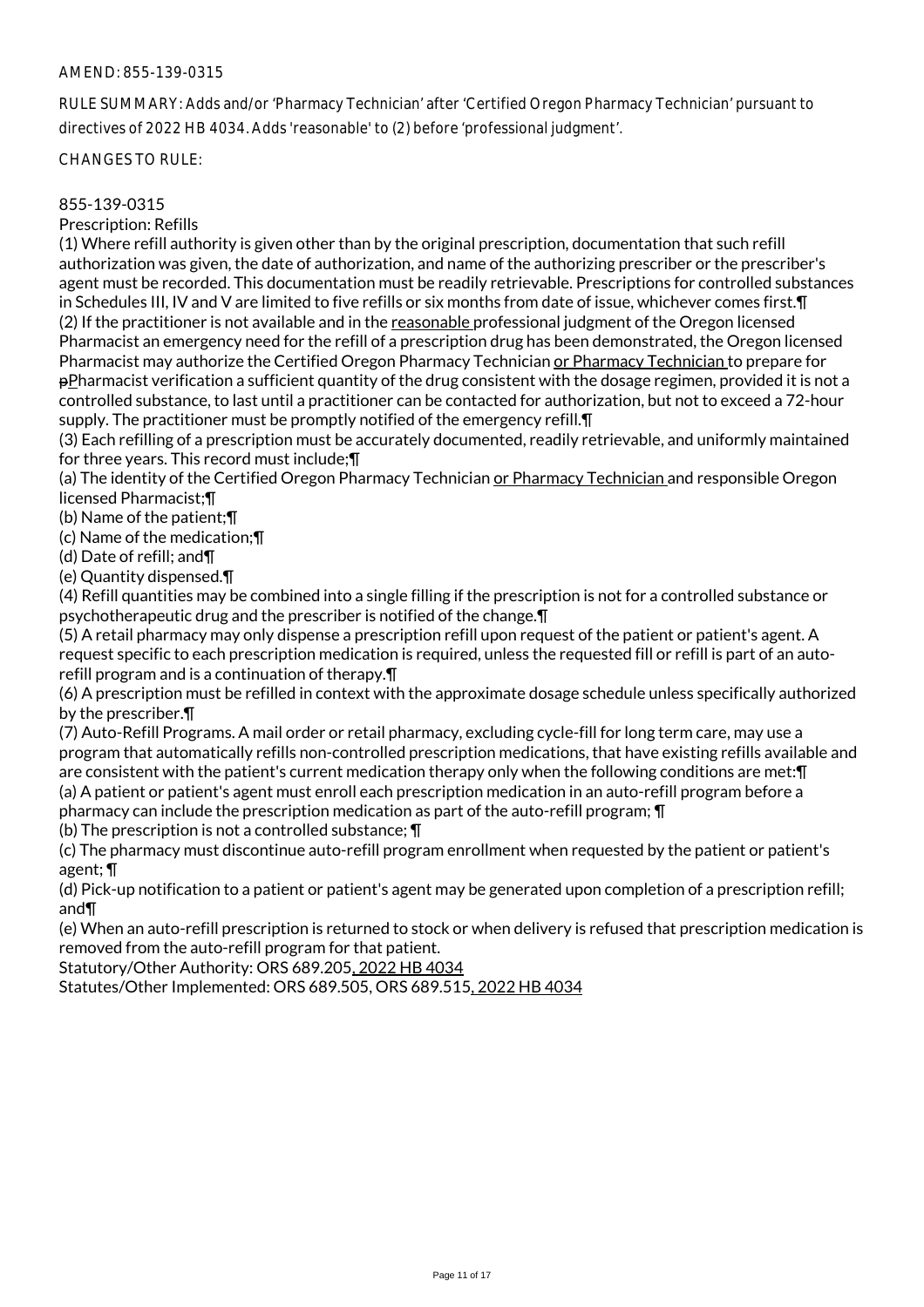AMEND: 855-139-0315

RULE SUMMARY: Adds and/or 'Pharmacy Technician' after 'Certified Oregon Pharmacy Technician' pursuant to directives of 2022 HB 4034. Adds 'reasonable' to (2) before 'professional judgment'.

CHANGES TO RULE:

855-139-0315
Prescription: Refills

(1) Where refill authority is given other than by the original prescription, documentation that such refill authorization was given, the date of authorization, and name of the authorizing prescriber or the prescriber's agent must be recorded. This documentation must be readily retrievable. Prescriptions for controlled substances in Schedules III, IV and V are limited to five refills or six months from date of issue, whichever comes first.¶

(2) If the practitioner is not available and in the reasonable professional judgment of the Oregon licensed Pharmacist an emergency need for the refill of a prescription drug has been demonstrated, the Oregon licensed Pharmacist may authorize the Certified Oregon Pharmacy Technician or Pharmacy Technician to prepare for ~~p~~Pharmacist verification a sufficient quantity of the drug consistent with the dosage regimen, provided it is not a controlled substance, to last until a practitioner can be contacted for authorization, but not to exceed a 72-hour supply. The practitioner must be promptly notified of the emergency refill.¶

(3) Each refilling of a prescription must be accurately documented, readily retrievable, and uniformly maintained for three years. This record must include;¶

(a) The identity of the Certified Oregon Pharmacy Technician or Pharmacy Technician and responsible Oregon licensed Pharmacist;¶

(b) Name of the patient;¶

(c) Name of the medication;¶

(d) Date of refill; and¶

(e) Quantity dispensed.¶

(4) Refill quantities may be combined into a single filling if the prescription is not for a controlled substance or psychotherapeutic drug and the prescriber is notified of the change.¶

(5) A retail pharmacy may only dispense a prescription refill upon request of the patient or patient's agent. A request specific to each prescription medication is required, unless the requested fill or refill is part of an auto-refill program and is a continuation of therapy.¶

(6) A prescription must be refilled in context with the approximate dosage schedule unless specifically authorized by the prescriber.¶

(7) Auto-Refill Programs. A mail order or retail pharmacy, excluding cycle-fill for long term care, may use a program that automatically refills non-controlled prescription medications, that have existing refills available and are consistent with the patient's current medication therapy only when the following conditions are met:¶

(a) A patient or patient's agent must enroll each prescription medication in an auto-refill program before a pharmacy can include the prescription medication as part of the auto-refill program; ¶

(b) The prescription is not a controlled substance; ¶

(c) The pharmacy must discontinue auto-refill program enrollment when requested by the patient or patient's agent; ¶

(d) Pick-up notification to a patient or patient's agent may be generated upon completion of a prescription refill; and¶

(e) When an auto-refill prescription is returned to stock or when delivery is refused that prescription medication is removed from the auto-refill program for that patient.

Statutory/Other Authority: ORS 689.205, 2022 HB 4034
Statutes/Other Implemented: ORS 689.505, ORS 689.515, 2022 HB 4034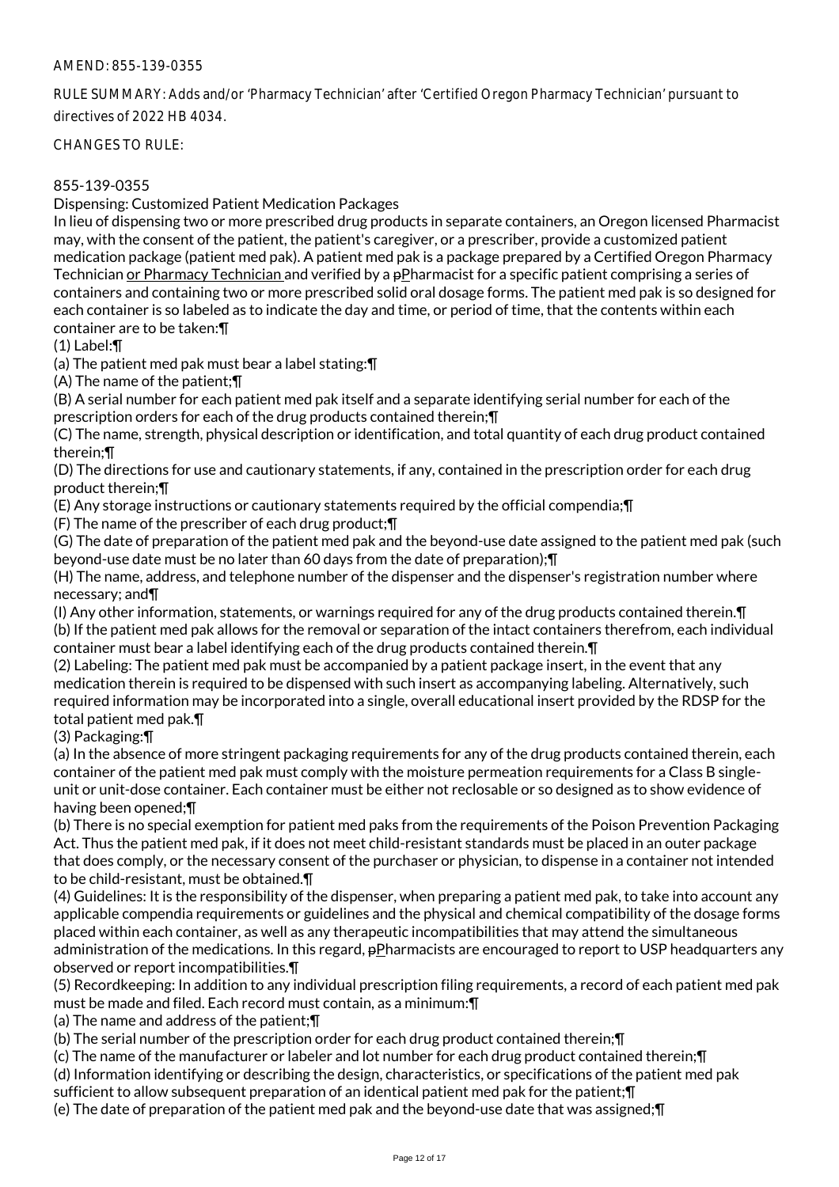AMEND: 855-139-0355

RULE SUMMARY: Adds and/or 'Pharmacy Technician' after 'Certified Oregon Pharmacy Technician' pursuant to directives of 2022 HB 4034.

CHANGES TO RULE:

855-139-0355
Dispensing: Customized Patient Medication Packages
In lieu of dispensing two or more prescribed drug products in separate containers, an Oregon licensed Pharmacist may, with the consent of the patient, the patient's caregiver, or a prescriber, provide a customized patient medication package (patient med pak). A patient med pak is a package prepared by a Certified Oregon Pharmacy Technician or Pharmacy Technician and verified by a pPharmacist for a specific patient comprising a series of containers and containing two or more prescribed solid oral dosage forms. The patient med pak is so designed for each container is so labeled as to indicate the day and time, or period of time, that the contents within each container are to be taken:¶
(1) Label:¶
(a) The patient med pak must bear a label stating:¶
(A) The name of the patient;¶
(B) A serial number for each patient med pak itself and a separate identifying serial number for each of the prescription orders for each of the drug products contained therein;¶
(C) The name, strength, physical description or identification, and total quantity of each drug product contained therein;¶
(D) The directions for use and cautionary statements, if any, contained in the prescription order for each drug product therein;¶
(E) Any storage instructions or cautionary statements required by the official compendia;¶
(F) The name of the prescriber of each drug product;¶
(G) The date of preparation of the patient med pak and the beyond-use date assigned to the patient med pak (such beyond-use date must be no later than 60 days from the date of preparation);¶
(H) The name, address, and telephone number of the dispenser and the dispenser's registration number where necessary; and¶
(I) Any other information, statements, or warnings required for any of the drug products contained therein.¶
(b) If the patient med pak allows for the removal or separation of the intact containers therefrom, each individual container must bear a label identifying each of the drug products contained therein.¶
(2) Labeling: The patient med pak must be accompanied by a patient package insert, in the event that any medication therein is required to be dispensed with such insert as accompanying labeling. Alternatively, such required information may be incorporated into a single, overall educational insert provided by the RDSP for the total patient med pak.¶
(3) Packaging:¶
(a) In the absence of more stringent packaging requirements for any of the drug products contained therein, each container of the patient med pak must comply with the moisture permeation requirements for a Class B single-unit or unit-dose container. Each container must be either not reclosable or so designed as to show evidence of having been opened;¶
(b) There is no special exemption for patient med paks from the requirements of the Poison Prevention Packaging Act. Thus the patient med pak, if it does not meet child-resistant standards must be placed in an outer package that does comply, or the necessary consent of the purchaser or physician, to dispense in a container not intended to be child-resistant, must be obtained.¶
(4) Guidelines: It is the responsibility of the dispenser, when preparing a patient med pak, to take into account any applicable compendia requirements or guidelines and the physical and chemical compatibility of the dosage forms placed within each container, as well as any therapeutic incompatibilities that may attend the simultaneous administration of the medications. In this regard, pPharmacists are encouraged to report to USP headquarters any observed or report incompatibilities.¶
(5) Recordkeeping: In addition to any individual prescription filing requirements, a record of each patient med pak must be made and filed. Each record must contain, as a minimum:¶
(a) The name and address of the patient;¶
(b) The serial number of the prescription order for each drug product contained therein;¶
(c) The name of the manufacturer or labeler and lot number for each drug product contained therein;¶
(d) Information identifying or describing the design, characteristics, or specifications of the patient med pak sufficient to allow subsequent preparation of an identical patient med pak for the patient;¶
(e) The date of preparation of the patient med pak and the beyond-use date that was assigned;¶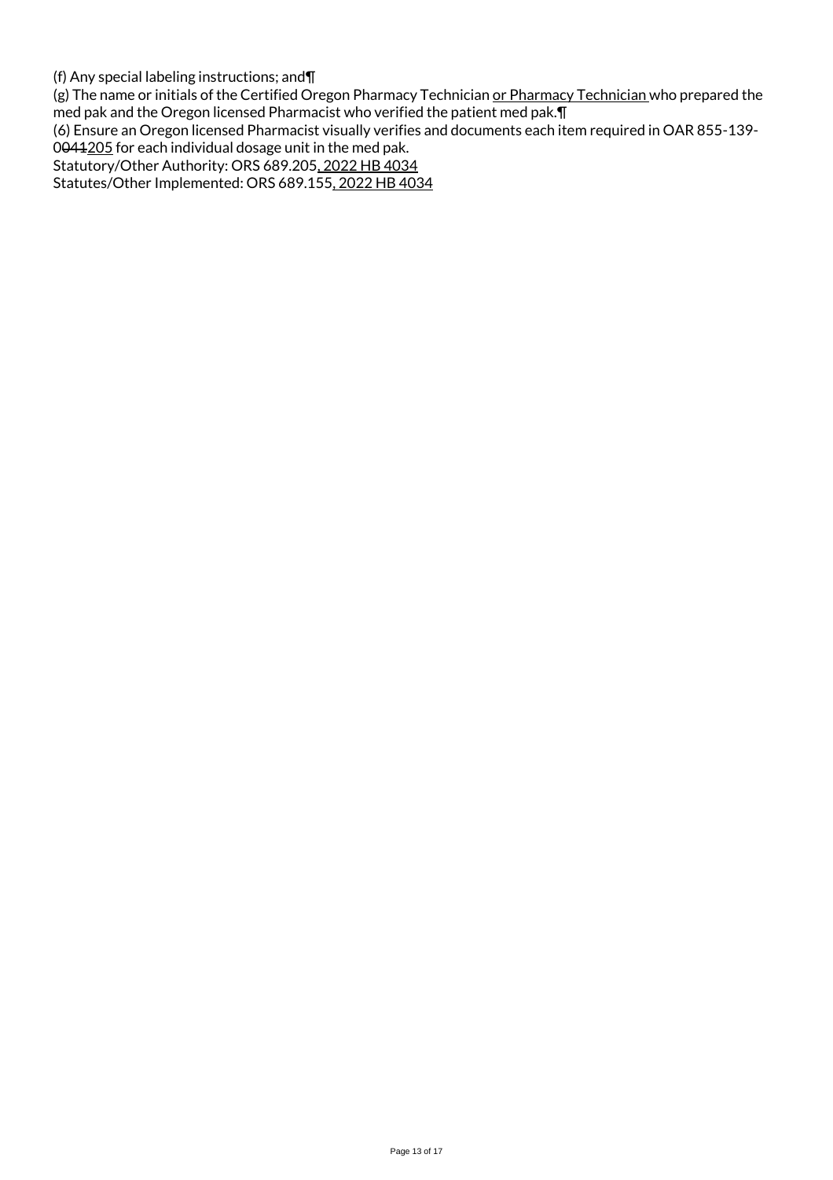(f) Any special labeling instructions; and¶

(g) The name or initials of the Certified Oregon Pharmacy Technician or Pharmacy Technician who prepared the med pak and the Oregon licensed Pharmacist who verified the patient med pak.¶

(6) Ensure an Oregon licensed Pharmacist visually verifies and documents each item required in OAR 855-139-0041205 for each individual dosage unit in the med pak.

Statutory/Other Authority: ORS 689.205, 2022 HB 4034

Statutes/Other Implemented: ORS 689.155, 2022 HB 4034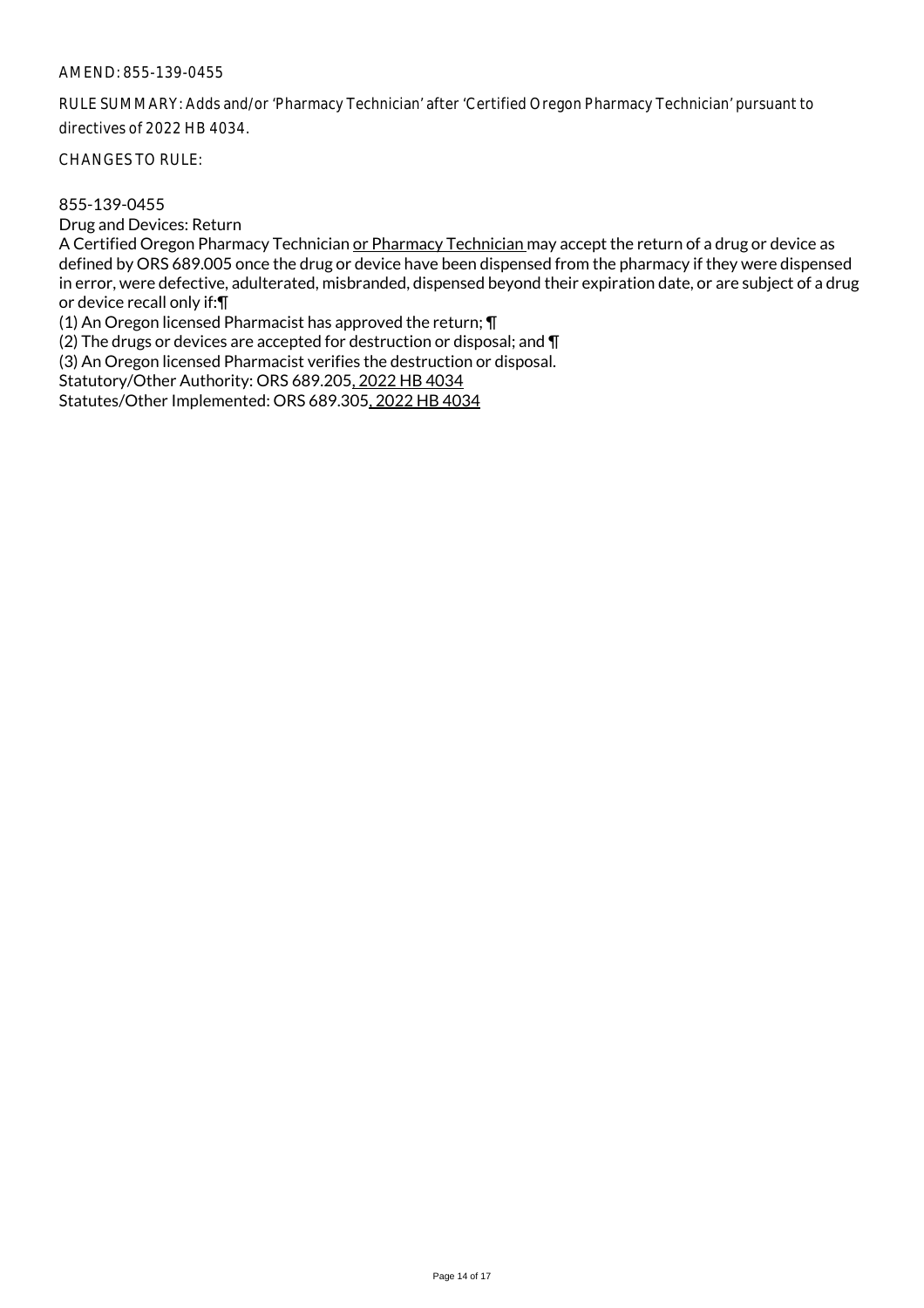AMEND: 855-139-0455

RULE SUMMARY: Adds and/or 'Pharmacy Technician' after 'Certified Oregon Pharmacy Technician' pursuant to directives of 2022 HB 4034.

CHANGES TO RULE:

855-139-0455

Drug and Devices: Return

A Certified Oregon Pharmacy Technician <u>or Pharmacy Technician</u> may accept the return of a drug or device as defined by ORS 689.005 once the drug or device have been dispensed from the pharmacy if they were dispensed in error, were defective, adulterated, misbranded, dispensed beyond their expiration date, or are subject of a drug or device recall only if:¶

(1) An Oregon licensed Pharmacist has approved the return; ¶

(2) The drugs or devices are accepted for destruction or disposal; and ¶

(3) An Oregon licensed Pharmacist verifies the destruction or disposal.

Statutory/Other Authority: ORS 689.205<u>, 2022 HB 4034</u>

Statutes/Other Implemented: ORS 689.305<u>, 2022 HB 4034</u>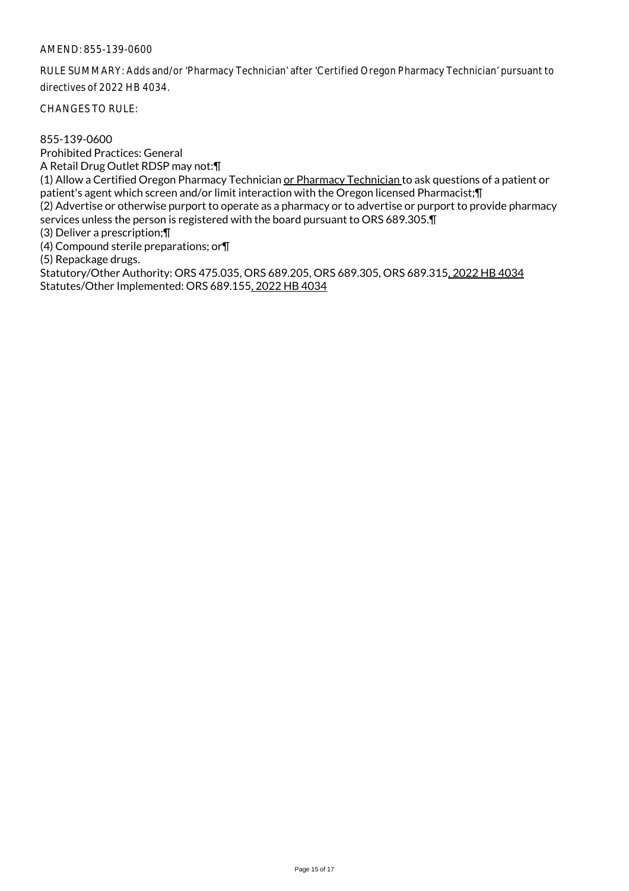AMEND: 855-139-0600

RULE SUMMARY: Adds and/or 'Pharmacy Technician' after 'Certified Oregon Pharmacy Technician' pursuant to directives of 2022 HB 4034.

CHANGES TO RULE:

855-139-0600
Prohibited Practices: General
A Retail Drug Outlet RDSP may not:¶
(1) Allow a Certified Oregon Pharmacy Technician <u>or Pharmacy Technician</u> to ask questions of a patient or patient's agent which screen and/or limit interaction with the Oregon licensed Pharmacist;¶
(2) Advertise or otherwise purport to operate as a pharmacy or to advertise or purport to provide pharmacy services unless the person is registered with the board pursuant to ORS 689.305.¶
(3) Deliver a prescription;¶
(4) Compound sterile preparations; or¶
(5) Repackage drugs.
Statutory/Other Authority: ORS 475.035, ORS 689.205, ORS 689.305, ORS 689.315<u>, 2022 HB 4034</u>
Statutes/Other Implemented: ORS 689.155<u>, 2022 HB 4034</u>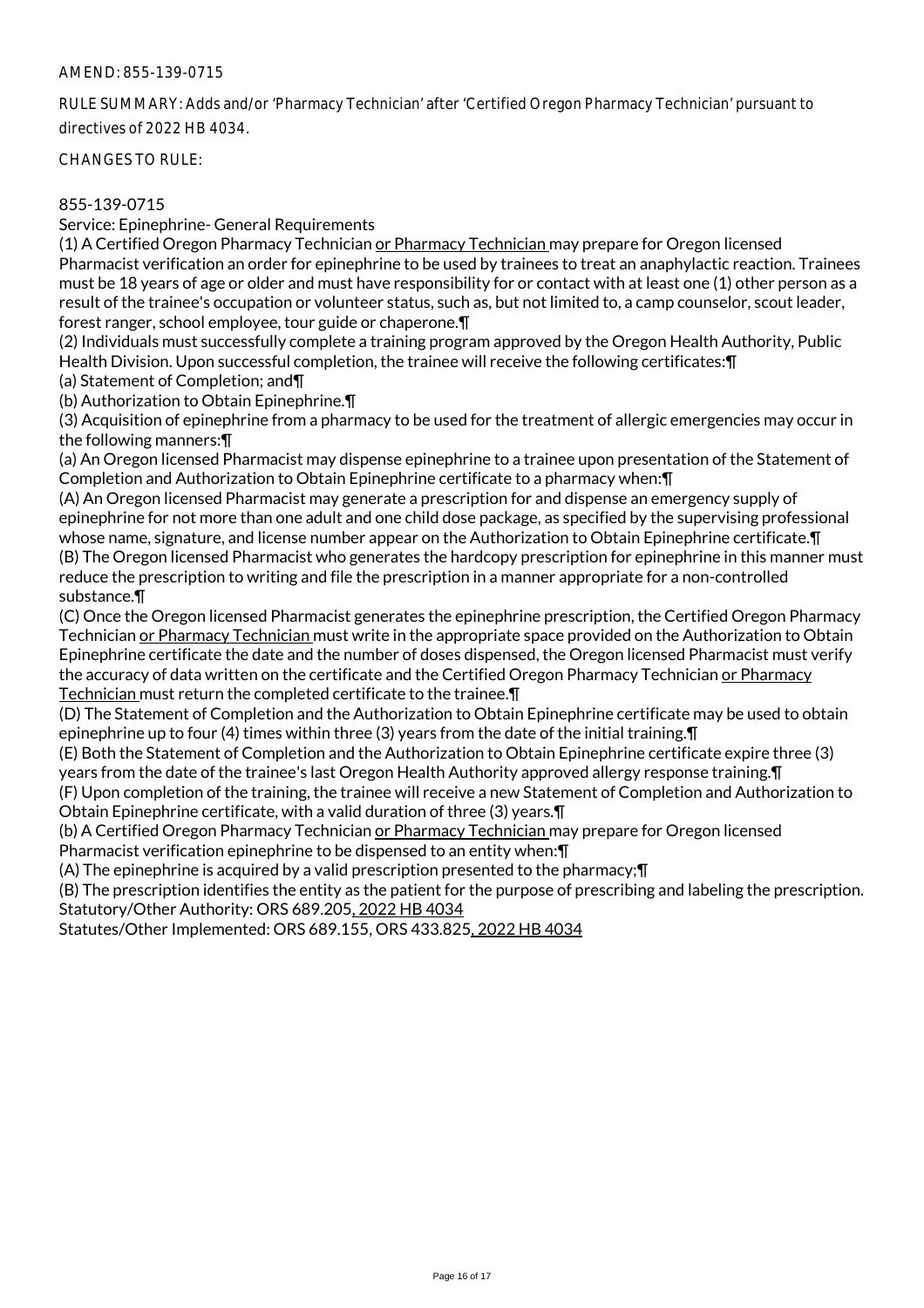AMEND: 855-139-0715

RULE SUMMARY: Adds and/or 'Pharmacy Technician' after 'Certified Oregon Pharmacy Technician' pursuant to directives of 2022 HB 4034.

CHANGES TO RULE:

855-139-0715

Service: Epinephrine- General Requirements

(1) A Certified Oregon Pharmacy Technician or Pharmacy Technician may prepare for Oregon licensed Pharmacist verification an order for epinephrine to be used by trainees to treat an anaphylactic reaction. Trainees must be 18 years of age or older and must have responsibility for or contact with at least one (1) other person as a result of the trainee's occupation or volunteer status, such as, but not limited to, a camp counselor, scout leader, forest ranger, school employee, tour guide or chaperone.¶

(2) Individuals must successfully complete a training program approved by the Oregon Health Authority, Public Health Division. Upon successful completion, the trainee will receive the following certificates:¶

(a) Statement of Completion; and¶

(b) Authorization to Obtain Epinephrine.¶

(3) Acquisition of epinephrine from a pharmacy to be used for the treatment of allergic emergencies may occur in the following manners:¶

(a) An Oregon licensed Pharmacist may dispense epinephrine to a trainee upon presentation of the Statement of Completion and Authorization to Obtain Epinephrine certificate to a pharmacy when:¶

(A) An Oregon licensed Pharmacist may generate a prescription for and dispense an emergency supply of epinephrine for not more than one adult and one child dose package, as specified by the supervising professional whose name, signature, and license number appear on the Authorization to Obtain Epinephrine certificate.¶

(B) The Oregon licensed Pharmacist who generates the hardcopy prescription for epinephrine in this manner must reduce the prescription to writing and file the prescription in a manner appropriate for a non-controlled substance.¶

(C) Once the Oregon licensed Pharmacist generates the epinephrine prescription, the Certified Oregon Pharmacy Technician or Pharmacy Technician must write in the appropriate space provided on the Authorization to Obtain Epinephrine certificate the date and the number of doses dispensed, the Oregon licensed Pharmacist must verify the accuracy of data written on the certificate and the Certified Oregon Pharmacy Technician or Pharmacy Technician must return the completed certificate to the trainee.¶

(D) The Statement of Completion and the Authorization to Obtain Epinephrine certificate may be used to obtain epinephrine up to four (4) times within three (3) years from the date of the initial training.¶

(E) Both the Statement of Completion and the Authorization to Obtain Epinephrine certificate expire three (3) years from the date of the trainee's last Oregon Health Authority approved allergy response training.¶

(F) Upon completion of the training, the trainee will receive a new Statement of Completion and Authorization to Obtain Epinephrine certificate, with a valid duration of three (3) years.¶

(b) A Certified Oregon Pharmacy Technician or Pharmacy Technician may prepare for Oregon licensed Pharmacist verification epinephrine to be dispensed to an entity when:¶

(A) The epinephrine is acquired by a valid prescription presented to the pharmacy;¶

(B) The prescription identifies the entity as the patient for the purpose of prescribing and labeling the prescription.

Statutory/Other Authority: ORS 689.205, 2022 HB 4034

Statutes/Other Implemented: ORS 689.155, ORS 433.825, 2022 HB 4034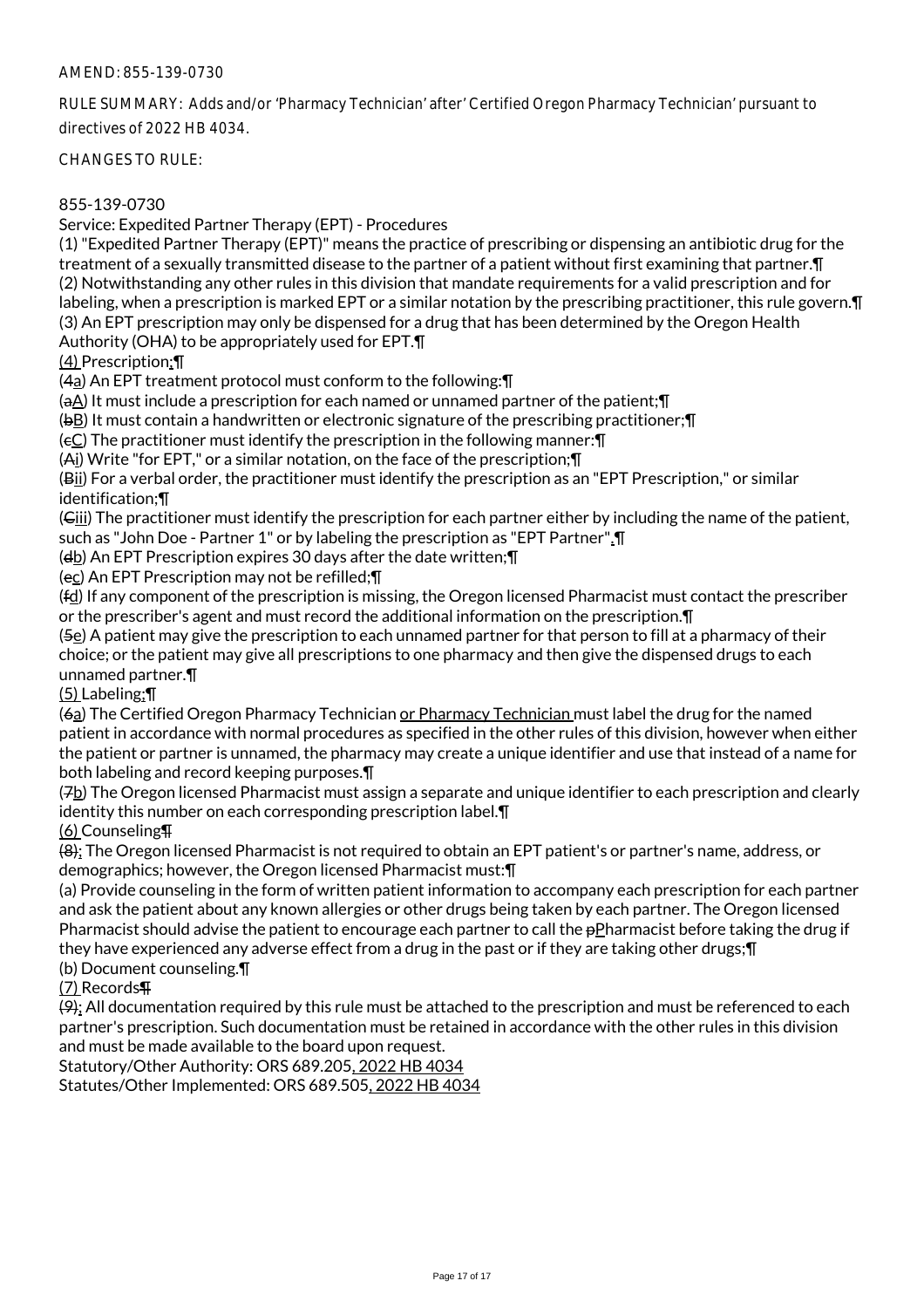AMEND: 855-139-0730

RULE SUMMARY: Adds and/or 'Pharmacy Technician' after' Certified Oregon Pharmacy Technician' pursuant to directives of 2022 HB 4034.

CHANGES TO RULE:

855-139-0730

Service: Expedited Partner Therapy (EPT) - Procedures

(1) "Expedited Partner Therapy (EPT)" means the practice of prescribing or dispensing an antibiotic drug for the treatment of a sexually transmitted disease to the partner of a patient without first examining that partner.¶

(2) Notwithstanding any other rules in this division that mandate requirements for a valid prescription and for labeling, when a prescription is marked EPT or a similar notation by the prescribing practitioner, this rule govern.¶

(3) An EPT prescription may only be dispensed for a drug that has been determined by the Oregon Health Authority (OHA) to be appropriately used for EPT.¶

(4) Prescription:¶

(4a) An EPT treatment protocol must conform to the following:¶

(aA) It must include a prescription for each named or unnamed partner of the patient;¶

(bB) It must contain a handwritten or electronic signature of the prescribing practitioner;¶

(cC) The practitioner must identify the prescription in the following manner:¶

(Ai) Write "for EPT," or a similar notation, on the face of the prescription;¶

(Bii) For a verbal order, the practitioner must identify the prescription as an "EPT Prescription," or similar identification;¶

(Ciii) The practitioner must identify the prescription for each partner either by including the name of the patient, such as "John Doe - Partner 1" or by labeling the prescription as "EPT Partner".¶

(db) An EPT Prescription expires 30 days after the date written;¶

(ec) An EPT Prescription may not be refilled;¶

(fd) If any component of the prescription is missing, the Oregon licensed Pharmacist must contact the prescriber or the prescriber's agent and must record the additional information on the prescription.¶

(5e) A patient may give the prescription to each unnamed partner for that person to fill at a pharmacy of their choice; or the patient may give all prescriptions to one pharmacy and then give the dispensed drugs to each unnamed partner.¶

(5) Labeling:¶

(6a) The Certified Oregon Pharmacy Technician or Pharmacy Technician must label the drug for the named patient in accordance with normal procedures as specified in the other rules of this division, however when either the patient or partner is unnamed, the pharmacy may create a unique identifier and use that instead of a name for both labeling and record keeping purposes.¶

(7b) The Oregon licensed Pharmacist must assign a separate and unique identifier to each prescription and clearly identity this number on each corresponding prescription label.¶

(6) Counseling¶

(8): The Oregon licensed Pharmacist is not required to obtain an EPT patient's or partner's name, address, or demographics; however, the Oregon licensed Pharmacist must:¶

(a) Provide counseling in the form of written patient information to accompany each prescription for each partner and ask the patient about any known allergies or other drugs being taken by each partner. The Oregon licensed Pharmacist should advise the patient to encourage each partner to call the pPharmacist before taking the drug if they have experienced any adverse effect from a drug in the past or if they are taking other drugs;¶

(b) Document counseling.¶

(7) Records¶

(9): All documentation required by this rule must be attached to the prescription and must be referenced to each partner's prescription. Such documentation must be retained in accordance with the other rules in this division and must be made available to the board upon request.

Statutory/Other Authority: ORS 689.205, 2022 HB 4034

Statutes/Other Implemented: ORS 689.505, 2022 HB 4034